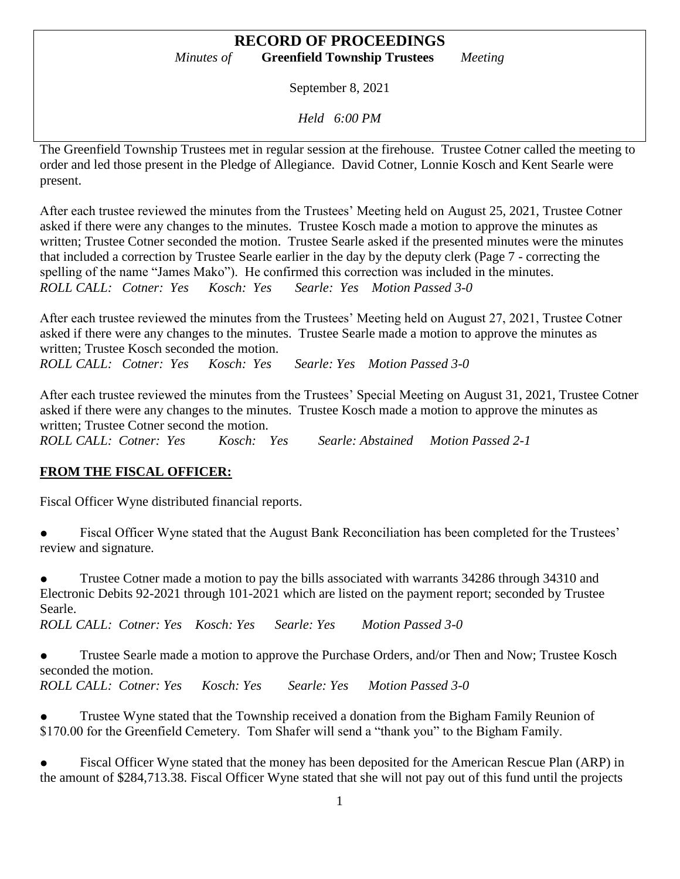# RECORD OF PROCEEDINGS

*Minutes of* **Greenfield Township Trustees** *Meeting*

September 8, 2021

*Held 6:00 PM*

The Greenfield Township Trustees met in regular session at the firehouse. Trustee Cotner called the meeting to order and led those present in the Pledge of Allegiance. David Cotner, Lonnie Kosch and Kent Searle were present.

After each trustee reviewed the minutes from the Trustees' Meeting held on August 25, 2021, Trustee Cotner asked if there were any changes to the minutes. Trustee Kosch made a motion to approve the minutes as written; Trustee Cotner seconded the motion. Trustee Searle asked if the presented minutes were the minutes that included a correction by Trustee Searle earlier in the day by the deputy clerk (Page 7 - correcting the spelling of the name "James Mako"). He confirmed this correction was included in the minutes.
*ROLL CALL: Cotner: Yes Kosch: Yes Searle: Yes Motion Passed 3-0*

After each trustee reviewed the minutes from the Trustees' Meeting held on August 27, 2021, Trustee Cotner asked if there were any changes to the minutes. Trustee Searle made a motion to approve the minutes as written; Trustee Kosch seconded the motion.
*ROLL CALL: Cotner: Yes Kosch: Yes Searle: Yes Motion Passed 3-0*

After each trustee reviewed the minutes from the Trustees' Special Meeting on August 31, 2021, Trustee Cotner asked if there were any changes to the minutes. Trustee Kosch made a motion to approve the minutes as written; Trustee Cotner second the motion.
*ROLL CALL: Cotner: Yes Kosch: Yes Searle: Abstained Motion Passed 2-1*

## FROM THE FISCAL OFFICER:

Fiscal Officer Wyne distributed financial reports.

- Fiscal Officer Wyne stated that the August Bank Reconciliation has been completed for the Trustees' review and signature.

- Trustee Cotner made a motion to pay the bills associated with warrants 34286 through 34310 and Electronic Debits 92-2021 through 101-2021 which are listed on the payment report; seconded by Trustee Searle.
*ROLL CALL: Cotner: Yes Kosch: Yes Searle: Yes Motion Passed 3-0*

- Trustee Searle made a motion to approve the Purchase Orders, and/or Then and Now; Trustee Kosch seconded the motion.
*ROLL CALL: Cotner: Yes Kosch: Yes Searle: Yes Motion Passed 3-0*

- Trustee Wyne stated that the Township received a donation from the Bigham Family Reunion of \$170.00 for the Greenfield Cemetery. Tom Shafer will send a "thank you" to the Bigham Family.

- Fiscal Officer Wyne stated that the money has been deposited for the American Rescue Plan (ARP) in the amount of \$284,713.38. Fiscal Officer Wyne stated that she will not pay out of this fund until the projects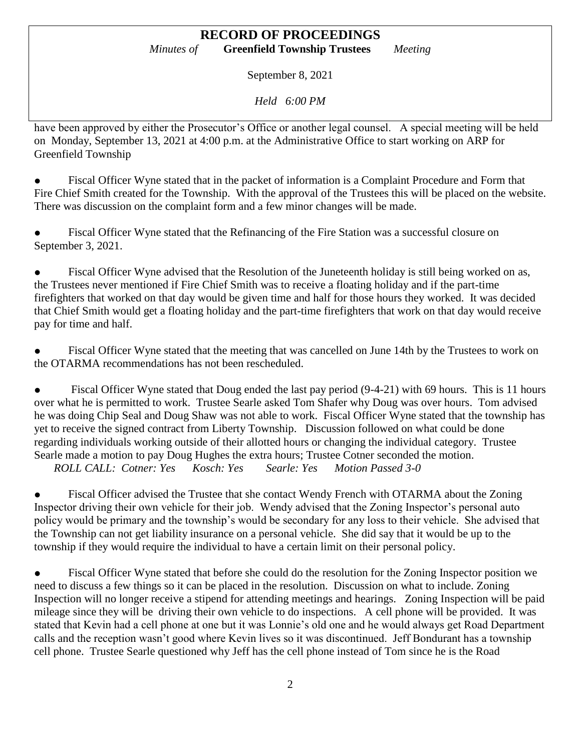have been approved by either the Prosecutor's Office or another legal counsel. A special meeting will be held on Monday, September 13, 2021 at 4:00 p.m. at the Administrative Office to start working on ARP for Greenfield Township

- Fiscal Officer Wyne stated that in the packet of information is a Complaint Procedure and Form that Fire Chief Smith created for the Township. With the approval of the Trustees this will be placed on the website. There was discussion on the complaint form and a few minor changes will be made.

- Fiscal Officer Wyne stated that the Refinancing of the Fire Station was a successful closure on September 3, 2021.

- Fiscal Officer Wyne advised that the Resolution of the Juneteenth holiday is still being worked on as, the Trustees never mentioned if Fire Chief Smith was to receive a floating holiday and if the part-time firefighters that worked on that day would be given time and half for those hours they worked. It was decided that Chief Smith would get a floating holiday and the part-time firefighters that work on that day would receive pay for time and half.

- Fiscal Officer Wyne stated that the meeting that was cancelled on June 14th by the Trustees to work on the OTARMA recommendations has not been rescheduled.

- Fiscal Officer Wyne stated that Doug ended the last pay period (9-4-21) with 69 hours. This is 11 hours over what he is permitted to work. Trustee Searle asked Tom Shafer why Doug was over hours. Tom advised he was doing Chip Seal and Doug Shaw was not able to work. Fiscal Officer Wyne stated that the township has yet to receive the signed contract from Liberty Township. Discussion followed on what could be done regarding individuals working outside of their allotted hours or changing the individual category. Trustee Searle made a motion to pay Doug Hughes the extra hours; Trustee Cotner seconded the motion.
  *ROLL CALL: Cotner: Yes Kosch: Yes Searle: Yes Motion Passed 3-0*

- Fiscal Officer advised the Trustee that she contact Wendy French with OTARMA about the Zoning Inspector driving their own vehicle for their job. Wendy advised that the Zoning Inspector's personal auto policy would be primary and the township's would be secondary for any loss to their vehicle. She advised that the Township can not get liability insurance on a personal vehicle. She did say that it would be up to the township if they would require the individual to have a certain limit on their personal policy.

- Fiscal Officer Wyne stated that before she could do the resolution for the Zoning Inspector position we need to discuss a few things so it can be placed in the resolution. Discussion on what to include. Zoning Inspection will no longer receive a stipend for attending meetings and hearings. Zoning Inspection will be paid mileage since they will be driving their own vehicle to do inspections. A cell phone will be provided. It was stated that Kevin had a cell phone at one but it was Lonnie's old one and he would always get Road Department calls and the reception wasn't good where Kevin lives so it was discontinued. Jeff Bondurant has a township cell phone. Trustee Searle questioned why Jeff has the cell phone instead of Tom since he is the Road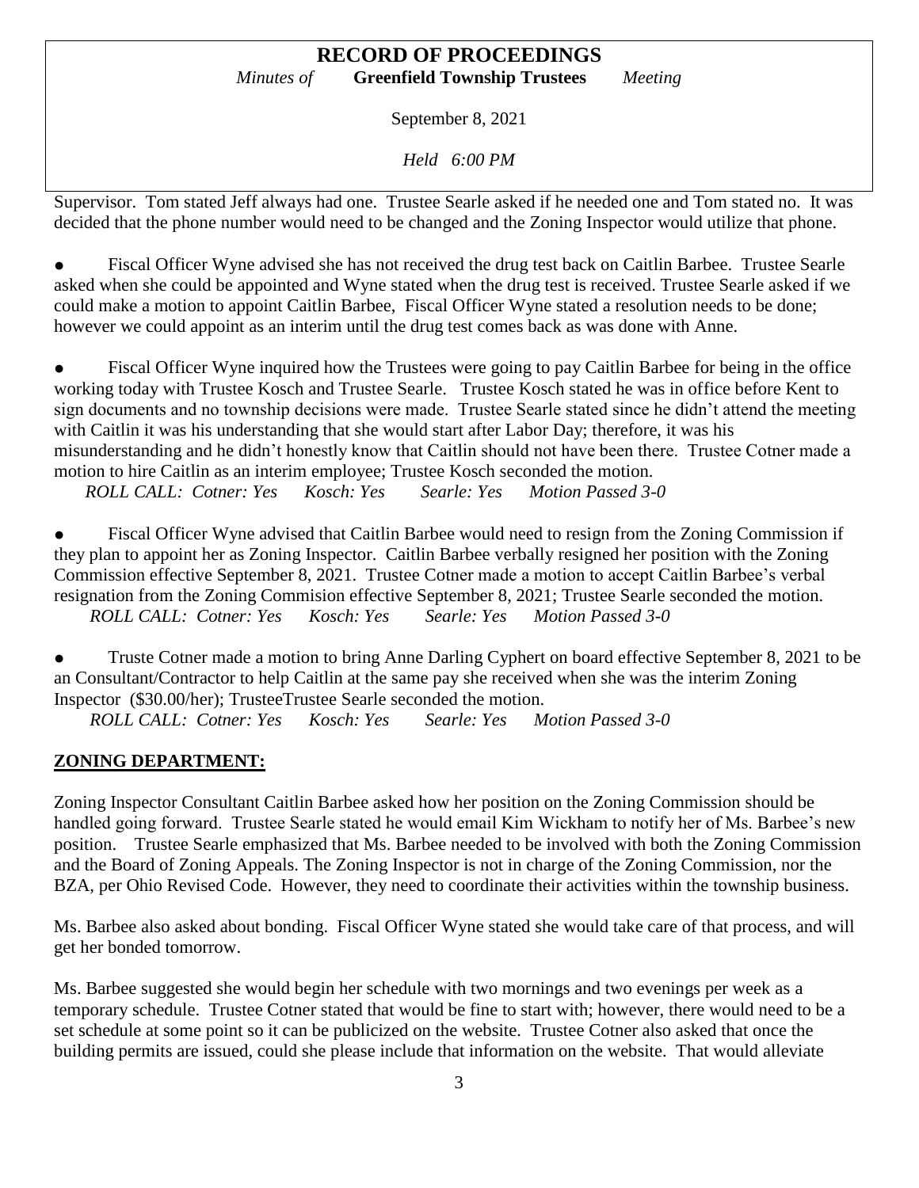Supervisor. Tom stated Jeff always had one. Trustee Searle asked if he needed one and Tom stated no. It was decided that the phone number would need to be changed and the Zoning Inspector would utilize that phone.

- Fiscal Officer Wyne advised she has not received the drug test back on Caitlin Barbee. Trustee Searle asked when she could be appointed and Wyne stated when the drug test is received. Trustee Searle asked if we could make a motion to appoint Caitlin Barbee, Fiscal Officer Wyne stated a resolution needs to be done; however we could appoint as an interim until the drug test comes back as was done with Anne.

- Fiscal Officer Wyne inquired how the Trustees were going to pay Caitlin Barbee for being in the office working today with Trustee Kosch and Trustee Searle. Trustee Kosch stated he was in office before Kent to sign documents and no township decisions were made. Trustee Searle stated since he didn't attend the meeting with Caitlin it was his understanding that she would start after Labor Day; therefore, it was his misunderstanding and he didn't honestly know that Caitlin should not have been there. Trustee Cotner made a motion to hire Caitlin as an interim employee; Trustee Kosch seconded the motion.

  *ROLL CALL: Cotner: Yes Kosch: Yes Searle: Yes Motion Passed 3-0*

- Fiscal Officer Wyne advised that Caitlin Barbee would need to resign from the Zoning Commission if they plan to appoint her as Zoning Inspector. Caitlin Barbee verbally resigned her position with the Zoning Commission effective September 8, 2021. Trustee Cotner made a motion to accept Caitlin Barbee's verbal resignation from the Zoning Commision effective September 8, 2021; Trustee Searle seconded the motion.

  *ROLL CALL: Cotner: Yes Kosch: Yes Searle: Yes Motion Passed 3-0*

- Truste Cotner made a motion to bring Anne Darling Cyphert on board effective September 8, 2021 to be an Consultant/Contractor to help Caitlin at the same pay she received when she was the interim Zoning Inspector ($30.00/her); TrusteeTrustee Searle seconded the motion.

  *ROLL CALL: Cotner: Yes Kosch: Yes Searle: Yes Motion Passed 3-0*

## ZONING DEPARTMENT:

Zoning Inspector Consultant Caitlin Barbee asked how her position on the Zoning Commission should be handled going forward. Trustee Searle stated he would email Kim Wickham to notify her of Ms. Barbee's new position. Trustee Searle emphasized that Ms. Barbee needed to be involved with both the Zoning Commission and the Board of Zoning Appeals. The Zoning Inspector is not in charge of the Zoning Commission, nor the BZA, per Ohio Revised Code. However, they need to coordinate their activities within the township business.

Ms. Barbee also asked about bonding. Fiscal Officer Wyne stated she would take care of that process, and will get her bonded tomorrow.

Ms. Barbee suggested she would begin her schedule with two mornings and two evenings per week as a temporary schedule. Trustee Cotner stated that would be fine to start with; however, there would need to be a set schedule at some point so it can be publicized on the website. Trustee Cotner also asked that once the building permits are issued, could she please include that information on the website. That would alleviate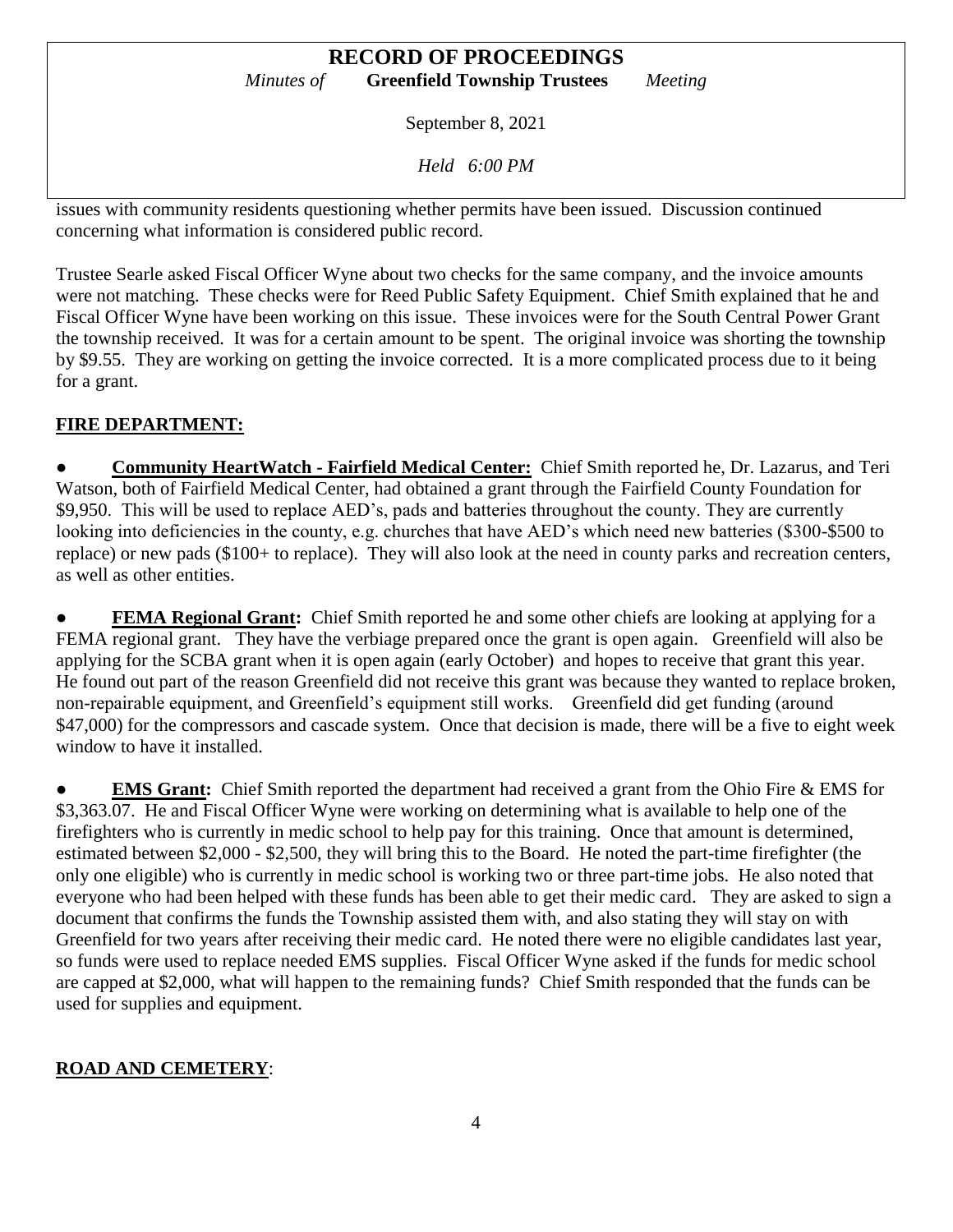issues with community residents questioning whether permits have been issued. Discussion continued concerning what information is considered public record.

Trustee Searle asked Fiscal Officer Wyne about two checks for the same company, and the invoice amounts were not matching. These checks were for Reed Public Safety Equipment. Chief Smith explained that he and Fiscal Officer Wyne have been working on this issue. These invoices were for the South Central Power Grant the township received. It was for a certain amount to be spent. The original invoice was shorting the township by $9.55. They are working on getting the invoice corrected. It is a more complicated process due to it being for a grant.

**FIRE DEPARTMENT:**

- **Community HeartWatch - Fairfield Medical Center:** Chief Smith reported he, Dr. Lazarus, and Teri Watson, both of Fairfield Medical Center, had obtained a grant through the Fairfield County Foundation for $9,950. This will be used to replace AED's, pads and batteries throughout the county. They are currently looking into deficiencies in the county, e.g. churches that have AED's which need new batteries ($300-$500 to replace) or new pads ($100+ to replace). They will also look at the need in county parks and recreation centers, as well as other entities.

- **FEMA Regional Grant:** Chief Smith reported he and some other chiefs are looking at applying for a FEMA regional grant. They have the verbiage prepared once the grant is open again. Greenfield will also be applying for the SCBA grant when it is open again (early October) and hopes to receive that grant this year. He found out part of the reason Greenfield did not receive this grant was because they wanted to replace broken, non-repairable equipment, and Greenfield's equipment still works. Greenfield did get funding (around $47,000) for the compressors and cascade system. Once that decision is made, there will be a five to eight week window to have it installed.

- **EMS Grant:** Chief Smith reported the department had received a grant from the Ohio Fire & EMS for $3,363.07. He and Fiscal Officer Wyne were working on determining what is available to help one of the firefighters who is currently in medic school to help pay for this training. Once that amount is determined, estimated between $2,000 - $2,500, they will bring this to the Board. He noted the part-time firefighter (the only one eligible) who is currently in medic school is working two or three part-time jobs. He also noted that everyone who had been helped with these funds has been able to get their medic card. They are asked to sign a document that confirms the funds the Township assisted them with, and also stating they will stay on with Greenfield for two years after receiving their medic card. He noted there were no eligible candidates last year, so funds were used to replace needed EMS supplies. Fiscal Officer Wyne asked if the funds for medic school are capped at $2,000, what will happen to the remaining funds? Chief Smith responded that the funds can be used for supplies and equipment.

**ROAD AND CEMETERY**: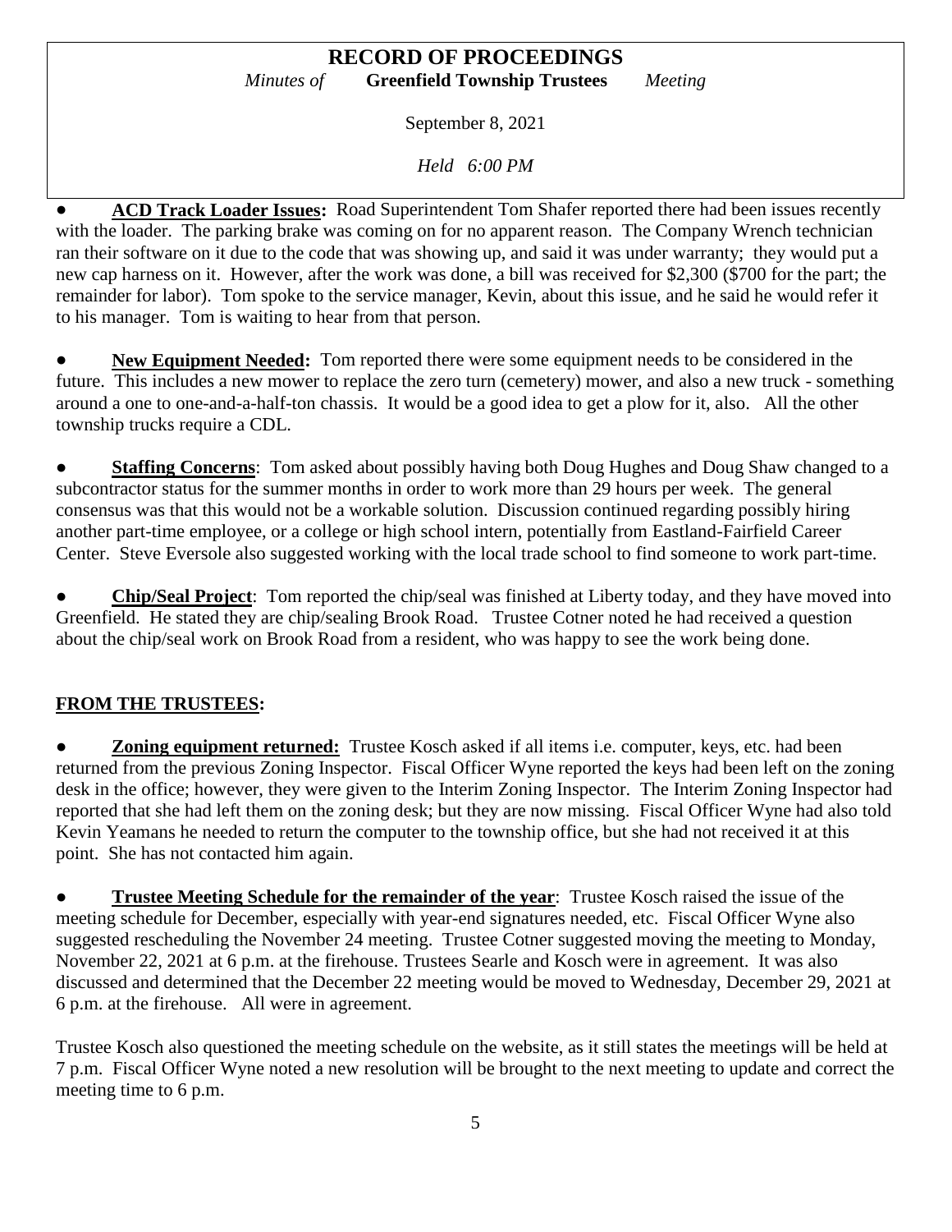- **ACD Track Loader Issues:** Road Superintendent Tom Shafer reported there had been issues recently with the loader. The parking brake was coming on for no apparent reason. The Company Wrench technician ran their software on it due to the code that was showing up, and said it was under warranty; they would put a new cap harness on it. However, after the work was done, a bill was received for $2,300 ($700 for the part; the remainder for labor). Tom spoke to the service manager, Kevin, about this issue, and he said he would refer it to his manager. Tom is waiting to hear from that person.

- **New Equipment Needed:** Tom reported there were some equipment needs to be considered in the future. This includes a new mower to replace the zero turn (cemetery) mower, and also a new truck - something around a one to one-and-a-half-ton chassis. It would be a good idea to get a plow for it, also. All the other township trucks require a CDL.

- **Staffing Concerns**: Tom asked about possibly having both Doug Hughes and Doug Shaw changed to a subcontractor status for the summer months in order to work more than 29 hours per week. The general consensus was that this would not be a workable solution. Discussion continued regarding possibly hiring another part-time employee, or a college or high school intern, potentially from Eastland-Fairfield Career Center. Steve Eversole also suggested working with the local trade school to find someone to work part-time.

- **Chip/Seal Project**: Tom reported the chip/seal was finished at Liberty today, and they have moved into Greenfield. He stated they are chip/sealing Brook Road. Trustee Cotner noted he had received a question about the chip/seal work on Brook Road from a resident, who was happy to see the work being done.

## FROM THE TRUSTEES:

- **Zoning equipment returned:** Trustee Kosch asked if all items i.e. computer, keys, etc. had been returned from the previous Zoning Inspector. Fiscal Officer Wyne reported the keys had been left on the zoning desk in the office; however, they were given to the Interim Zoning Inspector. The Interim Zoning Inspector had reported that she had left them on the zoning desk; but they are now missing. Fiscal Officer Wyne had also told Kevin Yeamans he needed to return the computer to the township office, but she had not received it at this point. She has not contacted him again.

- **Trustee Meeting Schedule for the remainder of the year**: Trustee Kosch raised the issue of the meeting schedule for December, especially with year-end signatures needed, etc. Fiscal Officer Wyne also suggested rescheduling the November 24 meeting. Trustee Cotner suggested moving the meeting to Monday, November 22, 2021 at 6 p.m. at the firehouse. Trustees Searle and Kosch were in agreement. It was also discussed and determined that the December 22 meeting would be moved to Wednesday, December 29, 2021 at 6 p.m. at the firehouse. All were in agreement.

Trustee Kosch also questioned the meeting schedule on the website, as it still states the meetings will be held at 7 p.m. Fiscal Officer Wyne noted a new resolution will be brought to the next meeting to update and correct the meeting time to 6 p.m.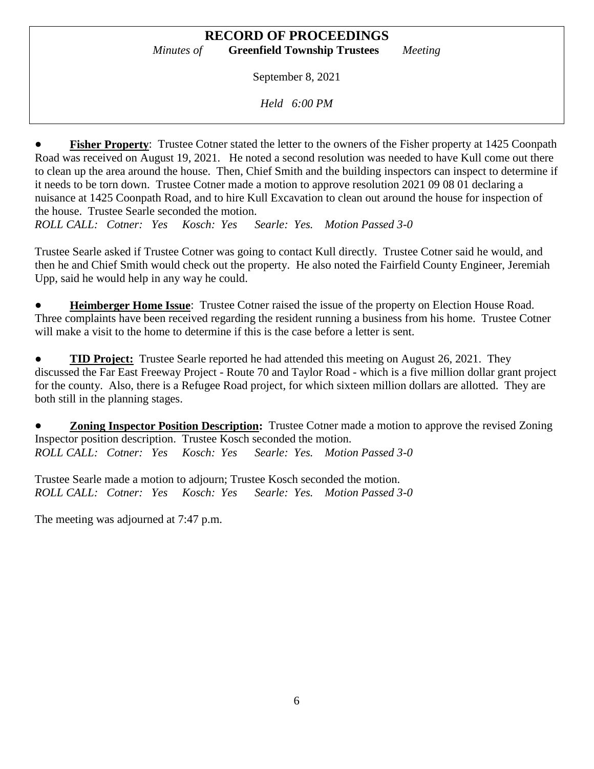**RECORD OF PROCEEDINGS**

*Minutes of* **Greenfield Township Trustees** *Meeting*

September 8, 2021

*Held 6:00 PM*

- **Fisher Property**: Trustee Cotner stated the letter to the owners of the Fisher property at 1425 Coonpath Road was received on August 19, 2021. He noted a second resolution was needed to have Kull come out there to clean up the area around the house. Then, Chief Smith and the building inspectors can inspect to determine if it needs to be torn down. Trustee Cotner made a motion to approve resolution 2021 09 08 01 declaring a nuisance at 1425 Coonpath Road, and to hire Kull Excavation to clean out around the house for inspection of the house. Trustee Searle seconded the motion.
*ROLL CALL: Cotner: Yes Kosch: Yes Searle: Yes. Motion Passed 3-0*

Trustee Searle asked if Trustee Cotner was going to contact Kull directly. Trustee Cotner said he would, and then he and Chief Smith would check out the property. He also noted the Fairfield County Engineer, Jeremiah Upp, said he would help in any way he could.

- **Heimberger Home Issue**: Trustee Cotner raised the issue of the property on Election House Road. Three complaints have been received regarding the resident running a business from his home. Trustee Cotner will make a visit to the home to determine if this is the case before a letter is sent.

- **TID Project:** Trustee Searle reported he had attended this meeting on August 26, 2021. They discussed the Far East Freeway Project - Route 70 and Taylor Road - which is a five million dollar grant project for the county. Also, there is a Refugee Road project, for which sixteen million dollars are allotted. They are both still in the planning stages.

- **Zoning Inspector Position Description:** Trustee Cotner made a motion to approve the revised Zoning Inspector position description. Trustee Kosch seconded the motion.
*ROLL CALL: Cotner: Yes Kosch: Yes Searle: Yes. Motion Passed 3-0*

Trustee Searle made a motion to adjourn; Trustee Kosch seconded the motion.
*ROLL CALL: Cotner: Yes Kosch: Yes Searle: Yes. Motion Passed 3-0*

The meeting was adjourned at 7:47 p.m.